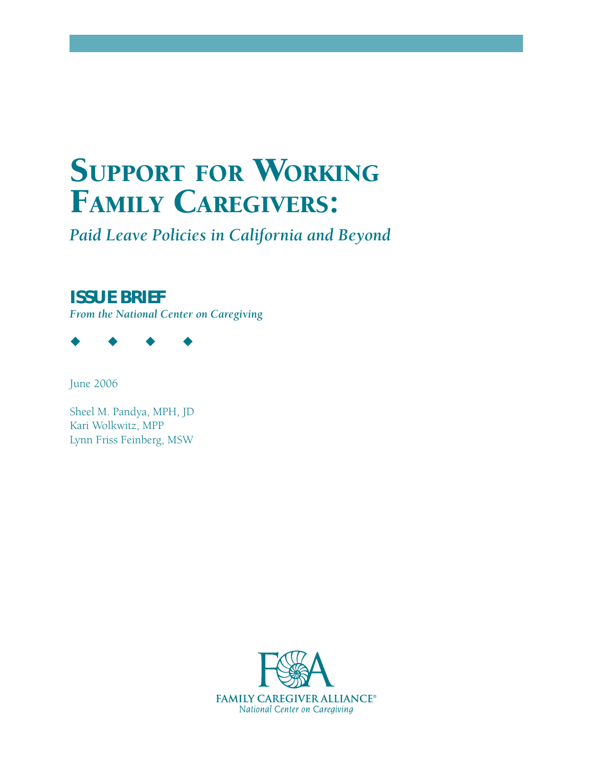# Support for Working Family Caregivers:

## *Paid Leave Policies in California and Beyond*

### ISSUE BRIEF

*From the National Center on Caregiving*

◆ ◆ ◆ ◆

June 2006

Sheel M. Pandya, MPH, JD
Kari Wolkwitz, MPP
Lynn Friss Feinberg, MSW

FAMILY CAREGIVER ALLIANCE®
*National Center on Caregiving*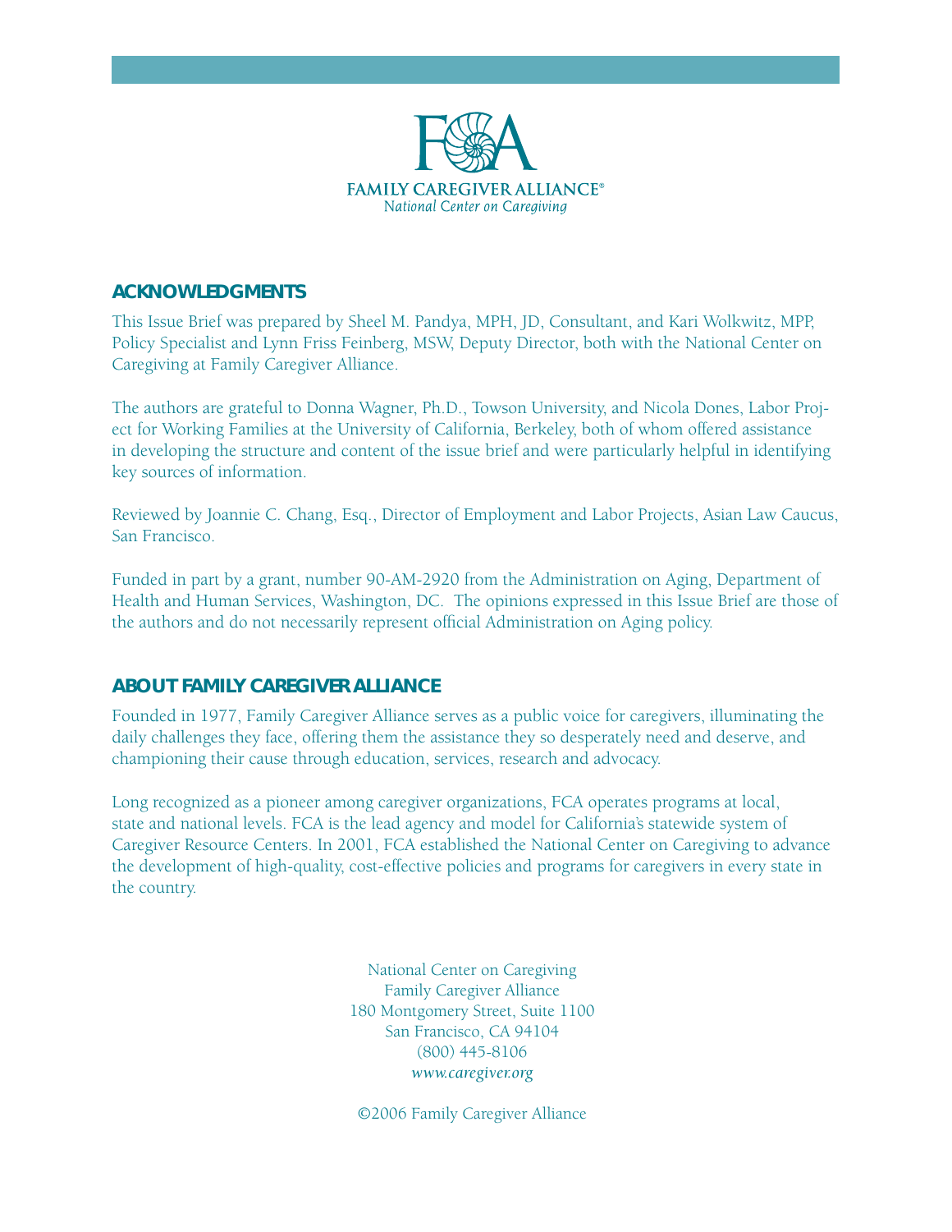**FAMILY CAREGIVER ALLIANCE®**
*National Center on Caregiving*

## ACKNOWLEDGMENTS

This Issue Brief was prepared by Sheel M. Pandya, MPH, JD, Consultant, and Kari Wolkwitz, MPP, Policy Specialist and Lynn Friss Feinberg, MSW, Deputy Director, both with the National Center on Caregiving at Family Caregiver Alliance.

The authors are grateful to Donna Wagner, Ph.D., Towson University, and Nicola Dones, Labor Project for Working Families at the University of California, Berkeley, both of whom offered assistance in developing the structure and content of the issue brief and were particularly helpful in identifying key sources of information.

Reviewed by Joannie C. Chang, Esq., Director of Employment and Labor Projects, Asian Law Caucus, San Francisco.

Funded in part by a grant, number 90-AM-2920 from the Administration on Aging, Department of Health and Human Services, Washington, DC. The opinions expressed in this Issue Brief are those of the authors and do not necessarily represent official Administration on Aging policy.

## ABOUT FAMILY CAREGIVER ALLIANCE

Founded in 1977, Family Caregiver Alliance serves as a public voice for caregivers, illuminating the daily challenges they face, offering them the assistance they so desperately need and deserve, and championing their cause through education, services, research and advocacy.

Long recognized as a pioneer among caregiver organizations, FCA operates programs at local, state and national levels. FCA is the lead agency and model for California's statewide system of Caregiver Resource Centers. In 2001, FCA established the National Center on Caregiving to advance the development of high-quality, cost-effective policies and programs for caregivers in every state in the country.

National Center on Caregiving
Family Caregiver Alliance
180 Montgomery Street, Suite 1100
San Francisco, CA 94104
(800) 445-8106
*www.caregiver.org*

©2006 Family Caregiver Alliance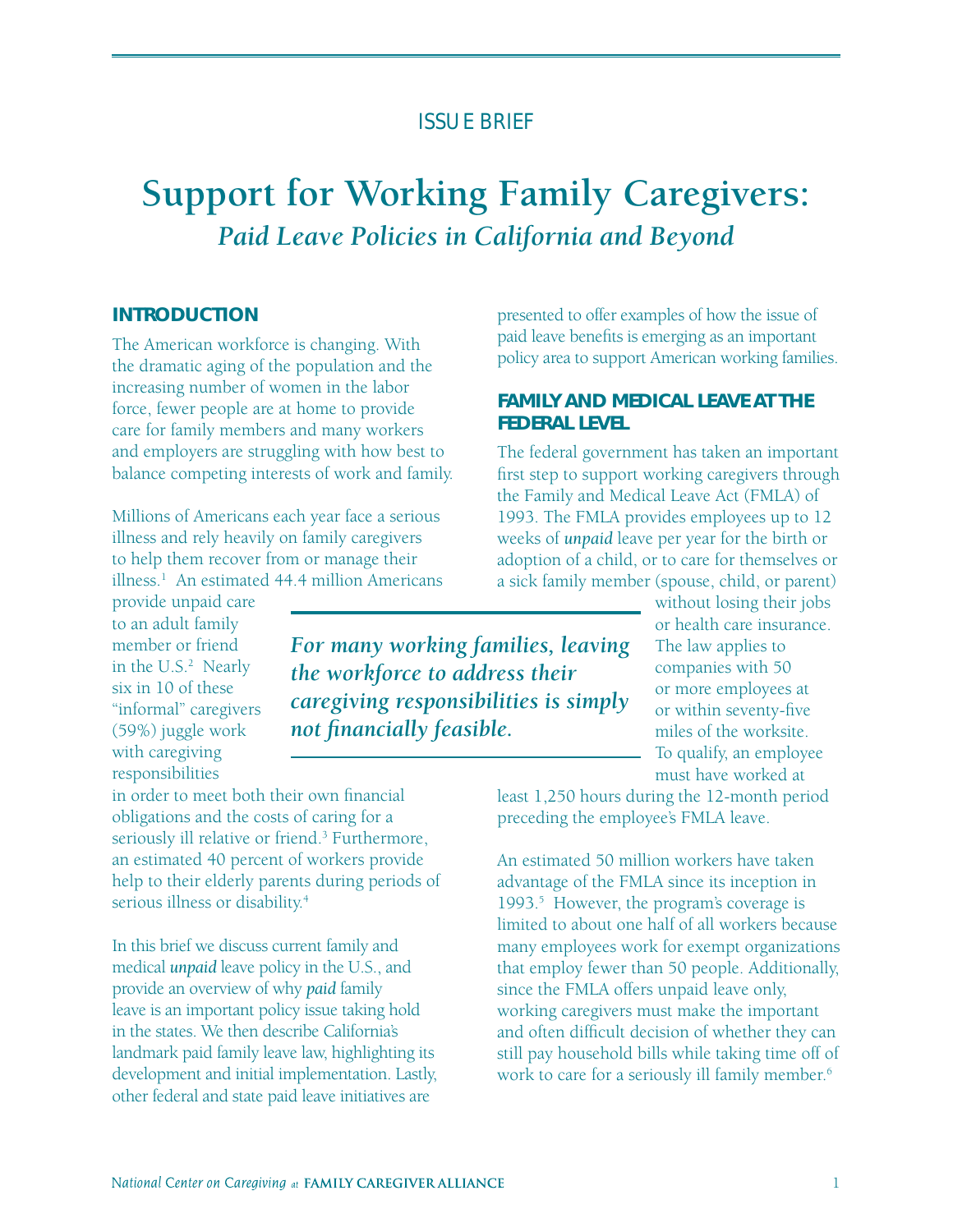ISSUE BRIEF

# Support for Working Family Caregivers:

## *Paid Leave Policies in California and Beyond*

### INTRODUCTION

The American workforce is changing. With the dramatic aging of the population and the increasing number of women in the labor force, fewer people are at home to provide care for family members and many workers and employers are struggling with how best to balance competing interests of work and family.

Millions of Americans each year face a serious illness and rely heavily on family caregivers to help them recover from or manage their illness.[1] An estimated 44.4 million Americans provide unpaid care to an adult family member or friend in the U.S.[2] Nearly six in 10 of these "informal" caregivers (59%) juggle work with caregiving responsibilities in order to meet both their own financial obligations and the costs of caring for a seriously ill relative or friend.[3] Furthermore, an estimated 40 percent of workers provide help to their elderly parents during periods of serious illness or disability.[4]

In this brief we discuss current family and medical ***unpaid*** leave policy in the U.S., and provide an overview of why ***paid*** family leave is an important policy issue taking hold in the states. We then describe California's landmark paid family leave law, highlighting its development and initial implementation. Lastly, other federal and state paid leave initiatives are presented to offer examples of how the issue of paid leave benefits is emerging as an important policy area to support American working families.

> ***For many working families, leaving the workforce to address their caregiving responsibilities is simply not financially feasible.***

### FAMILY AND MEDICAL LEAVE AT THE FEDERAL LEVEL

The federal government has taken an important first step to support working caregivers through the Family and Medical Leave Act (FMLA) of 1993. The FMLA provides employees up to 12 weeks of ***unpaid*** leave per year for the birth or adoption of a child, or to care for themselves or a sick family member (spouse, child, or parent) without losing their jobs or health care insurance. The law applies to companies with 50 or more employees at or within seventy-five miles of the worksite. To qualify, an employee must have worked at least 1,250 hours during the 12-month period preceding the employee's FMLA leave.

An estimated 50 million workers have taken advantage of the FMLA since its inception in 1993.[5] However, the program's coverage is limited to about one half of all workers because many employees work for exempt organizations that employ fewer than 50 people. Additionally, since the FMLA offers unpaid leave only, working caregivers must make the important and often difficult decision of whether they can still pay household bills while taking time off of work to care for a seriously ill family member.[6]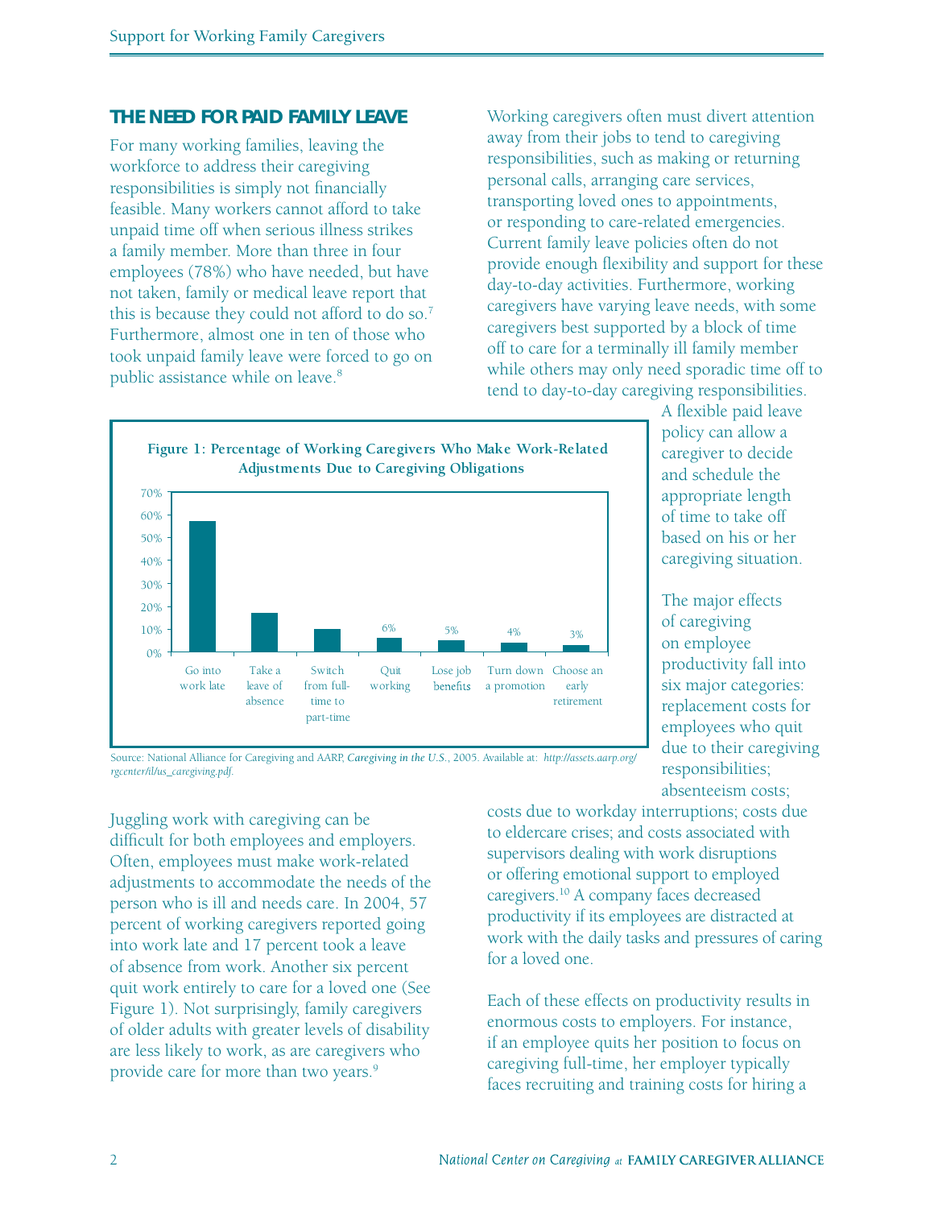## THE NEED FOR PAID FAMILY LEAVE

For many working families, leaving the workforce to address their caregiving responsibilities is simply not financially feasible. Many workers cannot afford to take unpaid time off when serious illness strikes a family member. More than three in four employees (78%) who have needed, but have not taken, family or medical leave report that this is because they could not afford to do so.[7] Furthermore, almost one in ten of those who took unpaid family leave were forced to go on public assistance while on leave.[8]

Working caregivers often must divert attention away from their jobs to tend to caregiving responsibilities, such as making or returning personal calls, arranging care services, transporting loved ones to appointments, or responding to care-related emergencies. Current family leave policies often do not provide enough flexibility and support for these day-to-day activities. Furthermore, working caregivers have varying leave needs, with some caregivers best supported by a block of time off to care for a terminally ill family member while others may only need sporadic time off to tend to day-to-day caregiving responsibilities. A flexible paid leave policy can allow a caregiver to decide and schedule the appropriate length of time to take off based on his or her caregiving situation.

**Figure 1: Percentage of Working Caregivers Who Make Work-Related Adjustments Due to Caregiving Obligations**

| Adjustment | Percentage |
| --- | --- |
| Go into work late | 57% |
| Take a leave of absence | 17% |
| Switch from full-time to part-time | 10% |
| Quit working | 6% |
| Lose job benefits | 5% |
| Turn down a promotion | 4% |
| Choose an early retirement | 3% |

Source: National Alliance for Caregiving and AARP, *Caregiving in the U.S.*, 2005. Available at: *http://assets.aarp.org/rgcenter/il/us_caregiving.pdf*.

The major effects of caregiving on employee productivity fall into six major categories: replacement costs for employees who quit due to their caregiving responsibilities; absenteeism costs; costs due to workday interruptions; costs due to eldercare crises; and costs associated with supervisors dealing with work disruptions or offering emotional support to employed caregivers.[10] A company faces decreased productivity if its employees are distracted at work with the daily tasks and pressures of caring for a loved one.

Juggling work with caregiving can be difficult for both employees and employers. Often, employees must make work-related adjustments to accommodate the needs of the person who is ill and needs care. In 2004, 57 percent of working caregivers reported going into work late and 17 percent took a leave of absence from work. Another six percent quit work entirely to care for a loved one (See Figure 1). Not surprisingly, family caregivers of older adults with greater levels of disability are less likely to work, as are caregivers who provide care for more than two years.[9]

Each of these effects on productivity results in enormous costs to employers. For instance, if an employee quits her position to focus on caregiving full-time, her employer typically faces recruiting and training costs for hiring a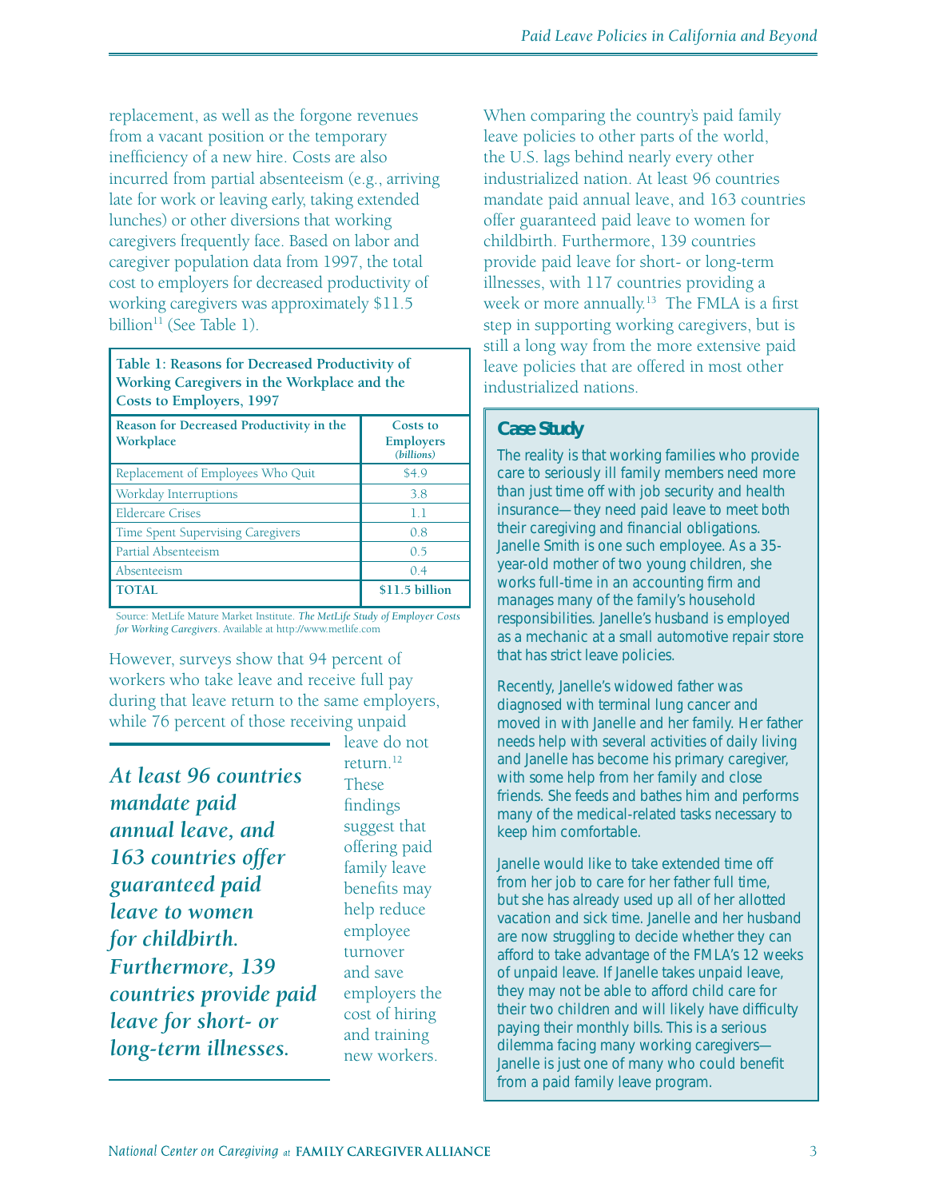replacement, as well as the forgone revenues from a vacant position or the temporary inefficiency of a new hire. Costs are also incurred from partial absenteeism (e.g., arriving late for work or leaving early, taking extended lunches) or other diversions that working caregivers frequently face. Based on labor and caregiver population data from 1997, the total cost to employers for decreased productivity of working caregivers was approximately $11.5 billion[11] (See Table 1).

**Table 1: Reasons for Decreased Productivity of Working Caregivers in the Workplace and the Costs to Employers, 1997**

| Reason for Decreased Productivity in the Workplace | Costs to Employers *(billions)* |
|---|---|
| Replacement of Employees Who Quit | $4.9 |
| Workday Interruptions | 3.8 |
| Eldercare Crises | 1.1 |
| Time Spent Supervising Caregivers | 0.8 |
| Partial Absenteeism | 0.5 |
| Absenteeism | 0.4 |
| **TOTAL** | **$11.5 billion** |

Source: MetLife Mature Market Institute. *The MetLife Study of Employer Costs for Working Caregivers*. Available at http://www.metlife.com

However, surveys show that 94 percent of workers who take leave and receive full pay during that leave return to the same employers, while 76 percent of those receiving unpaid leave do not return.[12] These findings suggest that offering paid family leave benefits may help reduce employee turnover and save employers the cost of hiring and training new workers.

> ***At least 96 countries mandate paid annual leave, and 163 countries offer guaranteed paid leave to women for childbirth. Furthermore, 139 countries provide paid leave for short- or long-term illnesses.***

When comparing the country's paid family leave policies to other parts of the world, the U.S. lags behind nearly every other industrialized nation. At least 96 countries mandate paid annual leave, and 163 countries offer guaranteed paid leave to women for childbirth. Furthermore, 139 countries provide paid leave for short- or long-term illnesses, with 117 countries providing a week or more annually.[13] The FMLA is a first step in supporting working caregivers, but is still a long way from the more extensive paid leave policies that are offered in most other industrialized nations.

### Case Study

The reality is that working families who provide care to seriously ill family members need more than just time off with job security and health insurance—they need paid leave to meet both their caregiving and financial obligations. Janelle Smith is one such employee. As a 35-year-old mother of two young children, she works full-time in an accounting firm and manages many of the family's household responsibilities. Janelle's husband is employed as a mechanic at a small automotive repair store that has strict leave policies.

Recently, Janelle's widowed father was diagnosed with terminal lung cancer and moved in with Janelle and her family. Her father needs help with several activities of daily living and Janelle has become his primary caregiver, with some help from her family and close friends. She feeds and bathes him and performs many of the medical-related tasks necessary to keep him comfortable.

Janelle would like to take extended time off from her job to care for her father full time, but she has already used up all of her allotted vacation and sick time. Janelle and her husband are now struggling to decide whether they can afford to take advantage of the FMLA's 12 weeks of unpaid leave. If Janelle takes unpaid leave, they may not be able to afford child care for their two children and will likely have difficulty paying their monthly bills. This is a serious dilemma facing many working caregivers—Janelle is just one of many who could benefit from a paid family leave program.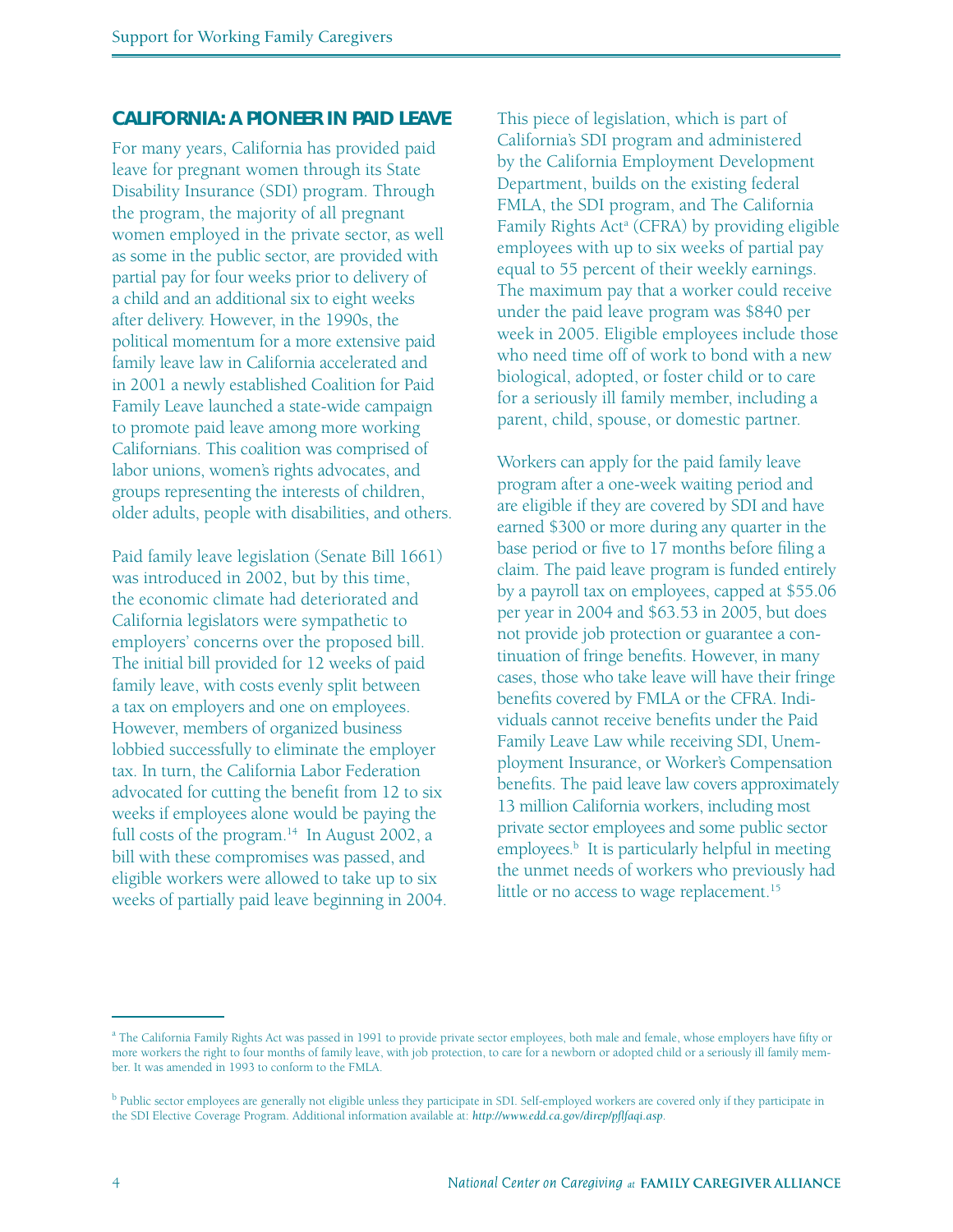## CALIFORNIA: A PIONEER IN PAID LEAVE

For many years, California has provided paid leave for pregnant women through its State Disability Insurance (SDI) program. Through the program, the majority of all pregnant women employed in the private sector, as well as some in the public sector, are provided with partial pay for four weeks prior to delivery of a child and an additional six to eight weeks after delivery. However, in the 1990s, the political momentum for a more extensive paid family leave law in California accelerated and in 2001 a newly established Coalition for Paid Family Leave launched a state-wide campaign to promote paid leave among more working Californians. This coalition was comprised of labor unions, women's rights advocates, and groups representing the interests of children, older adults, people with disabilities, and others.

Paid family leave legislation (Senate Bill 1661) was introduced in 2002, but by this time, the economic climate had deteriorated and California legislators were sympathetic to employers' concerns over the proposed bill. The initial bill provided for 12 weeks of paid family leave, with costs evenly split between a tax on employers and one on employees. However, members of organized business lobbied successfully to eliminate the employer tax. In turn, the California Labor Federation advocated for cutting the benefit from 12 to six weeks if employees alone would be paying the full costs of the program.[14] In August 2002, a bill with these compromises was passed, and eligible workers were allowed to take up to six weeks of partially paid leave beginning in 2004.

This piece of legislation, which is part of California's SDI program and administered by the California Employment Development Department, builds on the existing federal FMLA, the SDI program, and The California Family Rights Act[a] (CFRA) by providing eligible employees with up to six weeks of partial pay equal to 55 percent of their weekly earnings. The maximum pay that a worker could receive under the paid leave program was $840 per week in 2005. Eligible employees include those who need time off of work to bond with a new biological, adopted, or foster child or to care for a seriously ill family member, including a parent, child, spouse, or domestic partner.

Workers can apply for the paid family leave program after a one-week waiting period and are eligible if they are covered by SDI and have earned $300 or more during any quarter in the base period or five to 17 months before filing a claim. The paid leave program is funded entirely by a payroll tax on employees, capped at $55.06 per year in 2004 and $63.53 in 2005, but does not provide job protection or guarantee a continuation of fringe benefits. However, in many cases, those who take leave will have their fringe benefits covered by FMLA or the CFRA. Individuals cannot receive benefits under the Paid Family Leave Law while receiving SDI, Unemployment Insurance, or Worker's Compensation benefits. The paid leave law covers approximately 13 million California workers, including most private sector employees and some public sector employees.[b] It is particularly helpful in meeting the unmet needs of workers who previously had little or no access to wage replacement.[15]

---

[a] The California Family Rights Act was passed in 1991 to provide private sector employees, both male and female, whose employers have fifty or more workers the right to four months of family leave, with job protection, to care for a newborn or adopted child or a seriously ill family member. It was amended in 1993 to conform to the FMLA.

[b] Public sector employees are generally not eligible unless they participate in SDI. Self-employed workers are covered only if they participate in the SDI Elective Coverage Program. Additional information available at: *http://www.edd.ca.gov/direp/pflfaqi.asp*.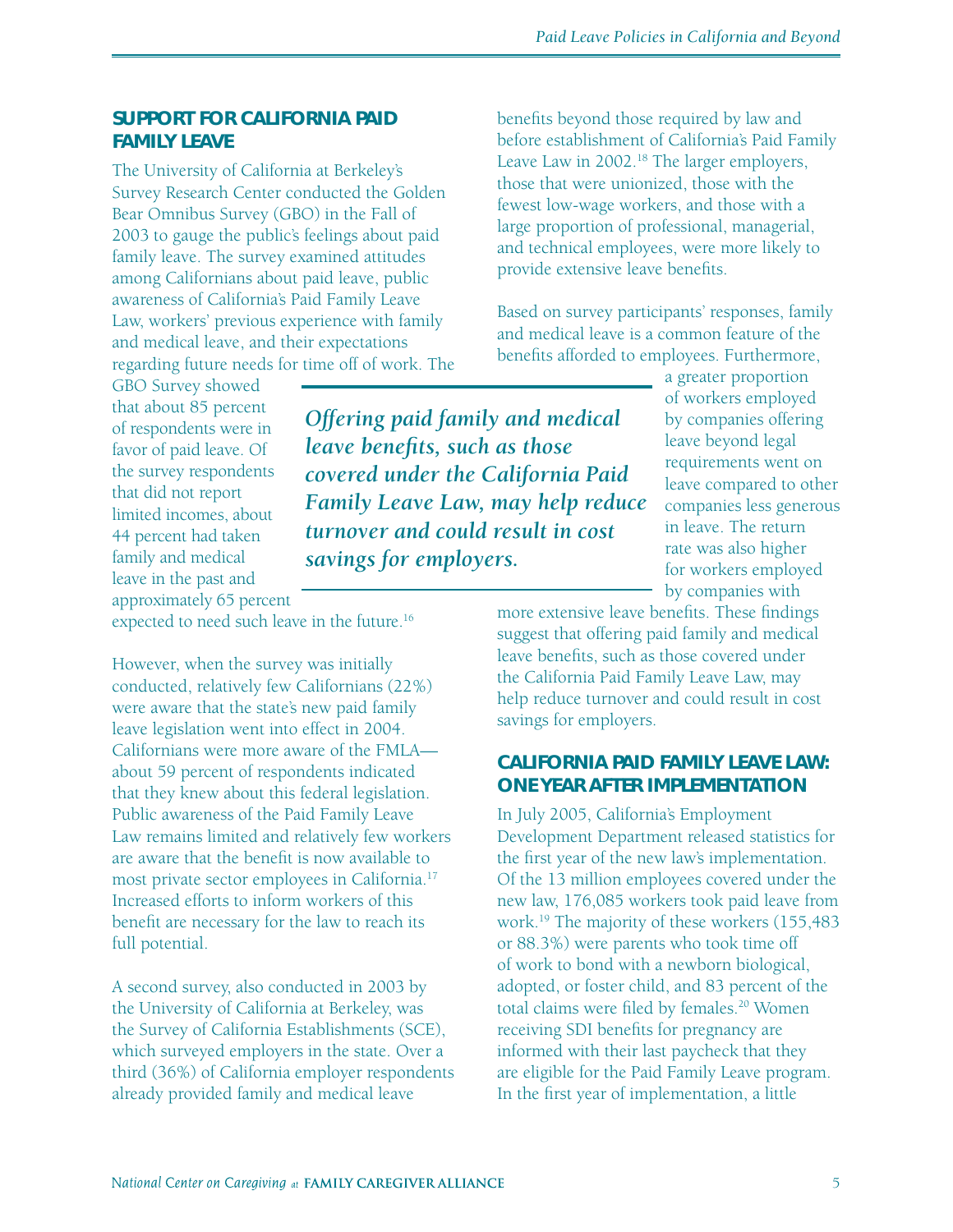## SUPPORT FOR CALIFORNIA PAID FAMILY LEAVE

The University of California at Berkeley's Survey Research Center conducted the Golden Bear Omnibus Survey (GBO) in the Fall of 2003 to gauge the public's feelings about paid family leave. The survey examined attitudes among Californians about paid leave, public awareness of California's Paid Family Leave Law, workers' previous experience with family and medical leave, and their expectations regarding future needs for time off of work. The GBO Survey showed that about 85 percent of respondents were in favor of paid leave. Of the survey respondents that did not report limited incomes, about 44 percent had taken family and medical leave in the past and approximately 65 percent expected to need such leave in the future.[16]

However, when the survey was initially conducted, relatively few Californians (22%) were aware that the state's new paid family leave legislation went into effect in 2004. Californians were more aware of the FMLA—about 59 percent of respondents indicated that they knew about this federal legislation. Public awareness of the Paid Family Leave Law remains limited and relatively few workers are aware that the benefit is now available to most private sector employees in California.[17] Increased efforts to inform workers of this benefit are necessary for the law to reach its full potential.

A second survey, also conducted in 2003 by the University of California at Berkeley, was the Survey of California Establishments (SCE), which surveyed employers in the state. Over a third (36%) of California employer respondents already provided family and medical leave benefits beyond those required by law and before establishment of California's Paid Family Leave Law in 2002.[18] The larger employers, those that were unionized, those with the fewest low-wage workers, and those with a large proportion of professional, managerial, and technical employees, were more likely to provide extensive leave benefits.

Based on survey participants' responses, family and medical leave is a common feature of the benefits afforded to employees. Furthermore, a greater proportion of workers employed by companies offering leave beyond legal requirements went on leave compared to other companies less generous in leave. The return rate was also higher for workers employed by companies with more extensive leave benefits. These findings suggest that offering paid family and medical leave benefits, such as those covered under the California Paid Family Leave Law, may help reduce turnover and could result in cost savings for employers.

***Offering paid family and medical leave benefits, such as those covered under the California Paid Family Leave Law, may help reduce turnover and could result in cost savings for employers.***

## CALIFORNIA PAID FAMILY LEAVE LAW: ONE YEAR AFTER IMPLEMENTATION

In July 2005, California's Employment Development Department released statistics for the first year of the new law's implementation. Of the 13 million employees covered under the new law, 176,085 workers took paid leave from work.[19] The majority of these workers (155,483 or 88.3%) were parents who took time off of work to bond with a newborn biological, adopted, or foster child, and 83 percent of the total claims were filed by females.[20] Women receiving SDI benefits for pregnancy are informed with their last paycheck that they are eligible for the Paid Family Leave program. In the first year of implementation, a little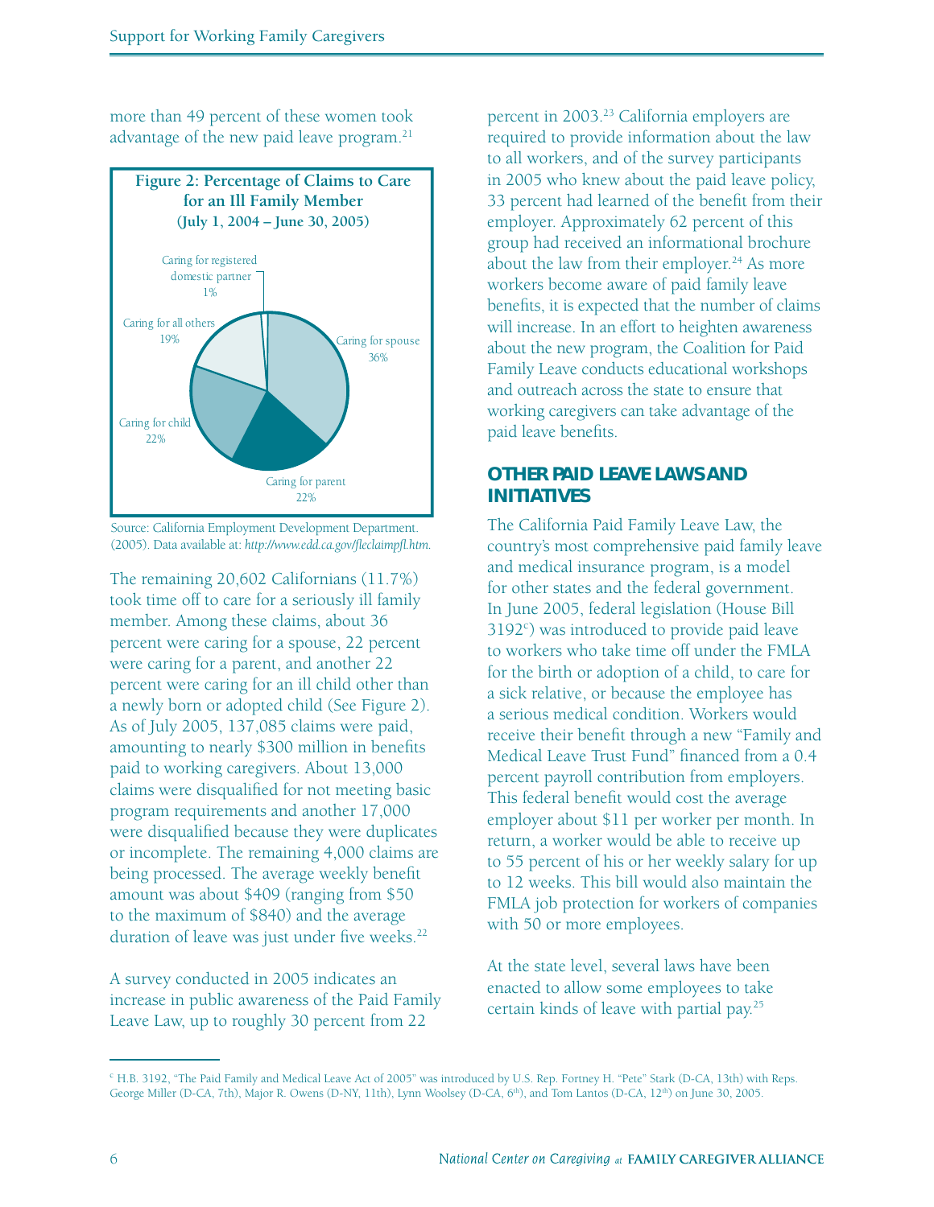more than 49 percent of these women took advantage of the new paid leave program.[21]

**Figure 2: Percentage of Claims to Care for an Ill Family Member (July 1, 2004 – June 30, 2005)**

| Category | Percentage |
| --- | --- |
| Caring for spouse | 36% |
| Caring for parent | 22% |
| Caring for child | 22% |
| Caring for all others | 19% |
| Caring for registered domestic partner | 1% |

Source: California Employment Development Department. (2005). Data available at: *http://www.edd.ca.gov/flcclaimpfl.htm*.

The remaining 20,602 Californians (11.7%) took time off to care for a seriously ill family member. Among these claims, about 36 percent were caring for a spouse, 22 percent were caring for a parent, and another 22 percent were caring for an ill child other than a newly born or adopted child (See Figure 2). As of July 2005, 137,085 claims were paid, amounting to nearly $300 million in benefits paid to working caregivers. About 13,000 claims were disqualified for not meeting basic program requirements and another 17,000 were disqualified because they were duplicates or incomplete. The remaining 4,000 claims are being processed. The average weekly benefit amount was about $409 (ranging from $50 to the maximum of $840) and the average duration of leave was just under five weeks.[22]

A survey conducted in 2005 indicates an increase in public awareness of the Paid Family Leave Law, up to roughly 30 percent from 22 percent in 2003.[23] California employers are required to provide information about the law to all workers, and of the survey participants in 2005 who knew about the paid leave policy, 33 percent had learned of the benefit from their employer. Approximately 62 percent of this group had received an informational brochure about the law from their employer.[24] As more workers become aware of paid family leave benefits, it is expected that the number of claims will increase. In an effort to heighten awareness about the new program, the Coalition for Paid Family Leave conducts educational workshops and outreach across the state to ensure that working caregivers can take advantage of the paid leave benefits.

## OTHER PAID LEAVE LAWS AND INITIATIVES

The California Paid Family Leave Law, the country's most comprehensive paid family leave and medical insurance program, is a model for other states and the federal government. In June 2005, federal legislation (House Bill 3192[c]) was introduced to provide paid leave to workers who take time off under the FMLA for the birth or adoption of a child, to care for a sick relative, or because the employee has a serious medical condition. Workers would receive their benefit through a new "Family and Medical Leave Trust Fund" financed from a 0.4 percent payroll contribution from employers. This federal benefit would cost the average employer about $11 per worker per month. In return, a worker would be able to receive up to 55 percent of his or her weekly salary for up to 12 weeks. This bill would also maintain the FMLA job protection for workers of companies with 50 or more employees.

At the state level, several laws have been enacted to allow some employees to take certain kinds of leave with partial pay.[25]

---

[c] H.B. 3192, "The Paid Family and Medical Leave Act of 2005" was introduced by U.S. Rep. Fortney H. "Pete" Stark (D-CA, 13th) with Reps. George Miller (D-CA, 7th), Major R. Owens (D-NY, 11th), Lynn Woolsey (D-CA, 6th), and Tom Lantos (D-CA, 12th) on June 30, 2005.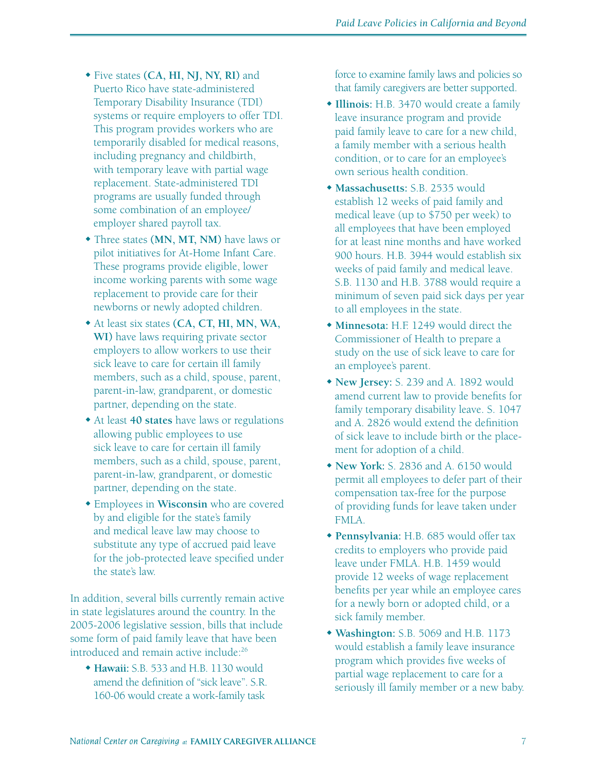- Five states **(CA, HI, NJ, NY, RI)** and Puerto Rico have state-administered Temporary Disability Insurance (TDI) systems or require employers to offer TDI. This program provides workers who are temporarily disabled for medical reasons, including pregnancy and childbirth, with temporary leave with partial wage replacement. State-administered TDI programs are usually funded through some combination of an employee/ employer shared payroll tax.
- Three states **(MN, MT, NM)** have laws or pilot initiatives for At-Home Infant Care. These programs provide eligible, lower income working parents with some wage replacement to provide care for their newborns or newly adopted children.
- At least six states **(CA, CT, HI, MN, WA, WI)** have laws requiring private sector employers to allow workers to use their sick leave to care for certain ill family members, such as a child, spouse, parent, parent-in-law, grandparent, or domestic partner, depending on the state.
- At least **40 states** have laws or regulations allowing public employees to use sick leave to care for certain ill family members, such as a child, spouse, parent, parent-in-law, grandparent, or domestic partner, depending on the state.
- Employees in **Wisconsin** who are covered by and eligible for the state's family and medical leave law may choose to substitute any type of accrued paid leave for the job-protected leave specified under the state's law.

In addition, several bills currently remain active in state legislatures around the country. In the 2005-2006 legislative session, bills that include some form of paid family leave that have been introduced and remain active include:[26]

- **Hawaii:** S.B. 533 and H.B. 1130 would amend the definition of "sick leave". S.R. 160-06 would create a work-family task force to examine family laws and policies so that family caregivers are better supported.
- **Illinois:** H.B. 3470 would create a family leave insurance program and provide paid family leave to care for a new child, a family member with a serious health condition, or to care for an employee's own serious health condition.
- **Massachusetts:** S.B. 2535 would establish 12 weeks of paid family and medical leave (up to $750 per week) to all employees that have been employed for at least nine months and have worked 900 hours. H.B. 3944 would establish six weeks of paid family and medical leave. S.B. 1130 and H.B. 3788 would require a minimum of seven paid sick days per year to all employees in the state.
- **Minnesota:** H.F. 1249 would direct the Commissioner of Health to prepare a study on the use of sick leave to care for an employee's parent.
- **New Jersey:** S. 239 and A. 1892 would amend current law to provide benefits for family temporary disability leave. S. 1047 and A. 2826 would extend the definition of sick leave to include birth or the placement for adoption of a child.
- **New York:** S. 2836 and A. 6150 would permit all employees to defer part of their compensation tax-free for the purpose of providing funds for leave taken under FMLA.
- **Pennsylvania:** H.B. 685 would offer tax credits to employers who provide paid leave under FMLA. H.B. 1459 would provide 12 weeks of wage replacement benefits per year while an employee cares for a newly born or adopted child, or a sick family member.
- **Washington:** S.B. 5069 and H.B. 1173 would establish a family leave insurance program which provides five weeks of partial wage replacement to care for a seriously ill family member or a new baby.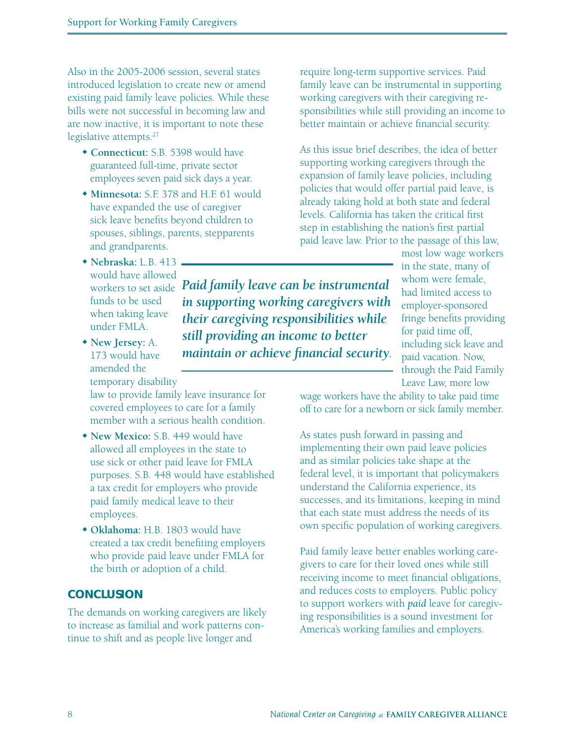Also in the 2005-2006 session, several states introduced legislation to create new or amend existing paid family leave policies. While these bills were not successful in becoming law and are now inactive, it is important to note these legislative attempts.[27]

- **Connecticut:** S.B. 5398 would have guaranteed full-time, private sector employees seven paid sick days a year.
- **Minnesota:** S.F. 378 and H.F. 61 would have expanded the use of caregiver sick leave benefits beyond children to spouses, siblings, parents, stepparents and grandparents.
- **Nebraska:** L.B. 413 would have allowed workers to set aside funds to be used when taking leave under FMLA.
- **New Jersey:** A. 173 would have amended the temporary disability law to provide family leave insurance for covered employees to care for a family member with a serious health condition.
- **New Mexico:** S.B. 449 would have allowed all employees in the state to use sick or other paid leave for FMLA purposes. S.B. 448 would have established a tax credit for employers who provide paid family medical leave to their employees.
- **Oklahoma:** H.B. 1803 would have created a tax credit benefiting employers who provide paid leave under FMLA for the birth or adoption of a child.

## CONCLUSION

The demands on working caregivers are likely to increase as familial and work patterns continue to shift and as people live longer and require long-term supportive services. Paid family leave can be instrumental in supporting working caregivers with their caregiving responsibilities while still providing an income to better maintain or achieve financial security.

As this issue brief describes, the idea of better supporting working caregivers through the expansion of family leave policies, including policies that would offer partial paid leave, is already taking hold at both state and federal levels. California has taken the critical first step in establishing the nation's first partial paid leave law. Prior to the passage of this law, most low wage workers in the state, many of whom were female, had limited access to employer-sponsored fringe benefits providing for paid time off, including sick leave and paid vacation. Now, through the Paid Family Leave Law, more low wage workers have the ability to take paid time off to care for a newborn or sick family member.

***Paid family leave can be instrumental in supporting working caregivers with their caregiving responsibilities while still providing an income to better maintain or achieve financial security.***

As states push forward in passing and implementing their own paid leave policies and as similar policies take shape at the federal level, it is important that policymakers understand the California experience, its successes, and its limitations, keeping in mind that each state must address the needs of its own specific population of working caregivers.

Paid family leave better enables working caregivers to care for their loved ones while still receiving income to meet financial obligations, and reduces costs to employers. Public policy to support workers with *paid* leave for caregiving responsibilities is a sound investment for America's working families and employers.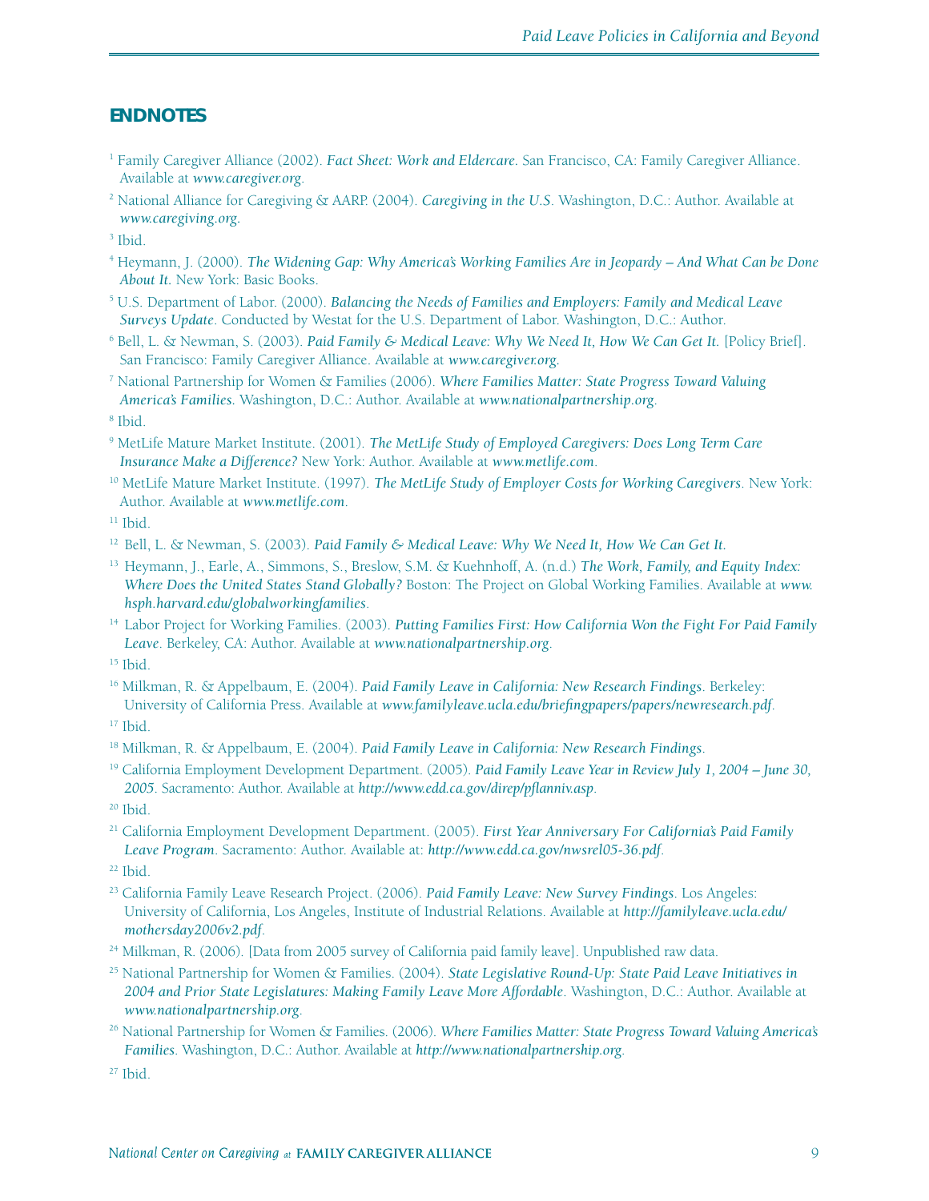## ENDNOTES

[1] Family Caregiver Alliance (2002). *Fact Sheet: Work and Eldercare.* San Francisco, CA: Family Caregiver Alliance. Available at *www.caregiver.org*.

[2] National Alliance for Caregiving & AARP. (2004). *Caregiving in the U.S*. Washington, D.C.: Author. Available at *www.caregiving.org*.

[3] Ibid.

[4] Heymann, J. (2000). *The Widening Gap: Why America's Working Families Are in Jeopardy – And What Can be Done About It.* New York: Basic Books.

[5] U.S. Department of Labor. (2000). *Balancing the Needs of Families and Employers: Family and Medical Leave Surveys Update*. Conducted by Westat for the U.S. Department of Labor. Washington, D.C.: Author.

[6] Bell, L. & Newman, S. (2003). *Paid Family & Medical Leave: Why We Need It, How We Can Get It.* [Policy Brief]. San Francisco: Family Caregiver Alliance. Available at *www.caregiver.org.*

[7] National Partnership for Women & Families (2006). *Where Families Matter: State Progress Toward Valuing America's Families.* Washington, D.C.: Author. Available at *www.nationalpartnership.org*.

[8] Ibid.

[9] MetLife Mature Market Institute. (2001). *The MetLife Study of Employed Caregivers: Does Long Term Care Insurance Make a Difference?* New York: Author. Available at *www.metlife.com*.

[10] MetLife Mature Market Institute. (1997). *The MetLife Study of Employer Costs for Working Caregivers*. New York: Author. Available at *www.metlife.com*.

[11] Ibid.

[12] Bell, L. & Newman, S. (2003). *Paid Family & Medical Leave: Why We Need It, How We Can Get It.*

[13] Heymann, J., Earle, A., Simmons, S., Breslow, S.M. & Kuehnhoff, A. (n.d.) *The Work, Family, and Equity Index: Where Does the United States Stand Globally?* Boston: The Project on Global Working Families. Available at *www.hsph.harvard.edu/globalworkingfamilies*.

[14] Labor Project for Working Families. (2003). *Putting Families First: How California Won the Fight For Paid Family Leave*. Berkeley, CA: Author. Available at *www.nationalpartnership.org*.

[15] Ibid.

[16] Milkman, R. & Appelbaum, E. (2004). *Paid Family Leave in California: New Research Findings*. Berkeley: University of California Press. Available at *www.familyleave.ucla.edu/briefingpapers/papers/newresearch.pdf*.

[17] Ibid.

[18] Milkman, R. & Appelbaum, E. (2004). *Paid Family Leave in California: New Research Findings*.

[19] California Employment Development Department. (2005). *Paid Family Leave Year in Review July 1, 2004 – June 30, 2005*. Sacramento: Author. Available at *http://www.edd.ca.gov/direp/pflanniv.asp*.

[20] Ibid.

[21] California Employment Development Department. (2005). *First Year Anniversary For California's Paid Family Leave Program*. Sacramento: Author. Available at: *http://www.edd.ca.gov/nwsrel05-36.pdf*.

[22] Ibid.

[23] California Family Leave Research Project. (2006). *Paid Family Leave: New Survey Findings*. Los Angeles: University of California, Los Angeles, Institute of Industrial Relations. Available at *http://familyleave.ucla.edu/mothersday2006v2.pdf*.

[24] Milkman, R. (2006). [Data from 2005 survey of California paid family leave]. Unpublished raw data.

[25] National Partnership for Women & Families. (2004). *State Legislative Round-Up: State Paid Leave Initiatives in 2004 and Prior State Legislatures: Making Family Leave More Affordable*. Washington, D.C.: Author. Available at *www.nationalpartnership.org*.

[26] National Partnership for Women & Families. (2006). *Where Families Matter: State Progress Toward Valuing America's Families*. Washington, D.C.: Author. Available at *http://www.nationalpartnership.org*.

[27] Ibid.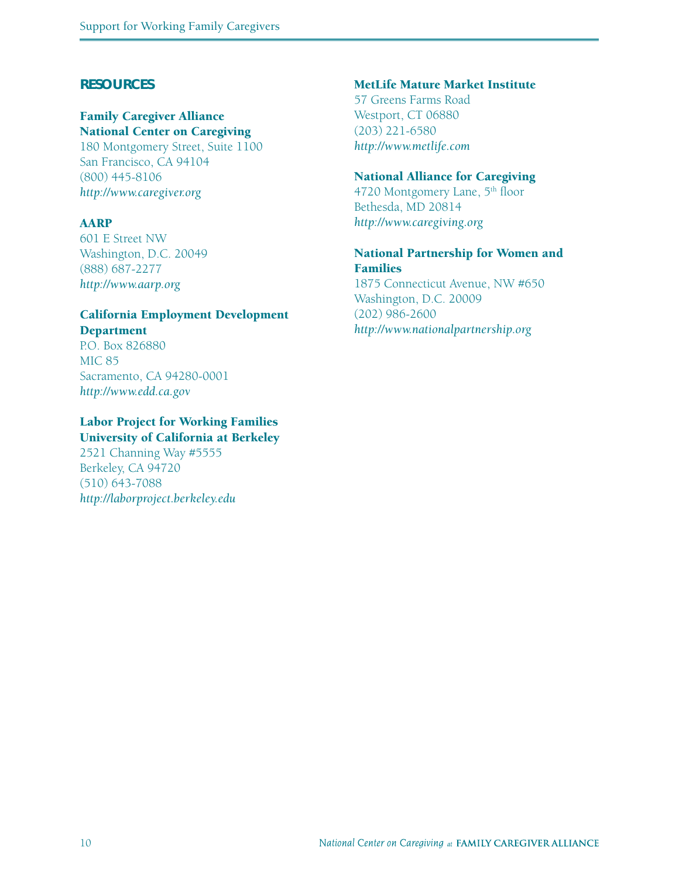## RESOURCES

**Family Caregiver Alliance**
**National Center on Caregiving**
180 Montgomery Street, Suite 1100
San Francisco, CA 94104
(800) 445-8106
*http://www.caregiver.org*

**AARP**
601 E Street NW
Washington, D.C. 20049
(888) 687-2277
*http://www.aarp.org*

**California Employment Development Department**
P.O. Box 826880
MIC 85
Sacramento, CA 94280-0001
*http://www.edd.ca.gov*

**Labor Project for Working Families**
**University of California at Berkeley**
2521 Channing Way #5555
Berkeley, CA 94720
(510) 643-7088
*http://laborproject.berkeley.edu*

**MetLife Mature Market Institute**
57 Greens Farms Road
Westport, CT 06880
(203) 221-6580
*http://www.metlife.com*

**National Alliance for Caregiving**
4720 Montgomery Lane, 5th floor
Bethesda, MD 20814
*http://www.caregiving.org*

**National Partnership for Women and Families**
1875 Connecticut Avenue, NW #650
Washington, D.C. 20009
(202) 986-2600
*http://www.nationalpartnership.org*